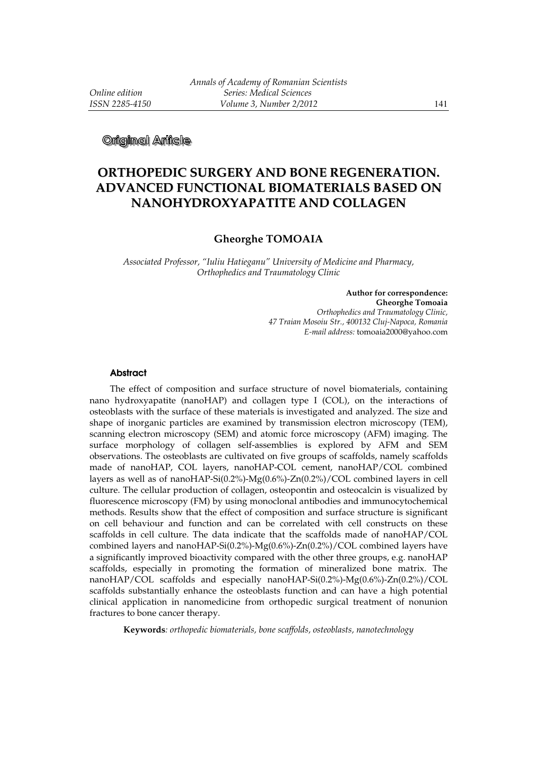**Original Article**

# ORTHOPEDIC SURGERY AND BONE REGENERATION. ADVANCED FUNCTIONAL BIOMATERIALS BASED ON NANOHYDROXYAPATITE AND COLLAGEN

**Gheorghe TOMOAIA**

*Associated Professor, "Iuliu Hatieganu" University of Medicine and Pharmacy, Orthophedics and Traumatology Clinic*

**Author for correspondence:**
**Gheorghe Tomoaia**
*Orthophedics and Traumatology Clinic,*
*47 Traian Mosoiu Str., 400132 Cluj-Napoca, Romania*
*E-mail address:* tomoaia2000@yahoo.com

## Abstract

The effect of composition and surface structure of novel biomaterials, containing nano hydroxyapatite (nanoHAP) and collagen type I (COL), on the interactions of osteoblasts with the surface of these materials is investigated and analyzed. The size and shape of inorganic particles are examined by transmission electron microscopy (TEM), scanning electron microscopy (SEM) and atomic force microscopy (AFM) imaging. The surface morphology of collagen self-assemblies is explored by AFM and SEM observations. The osteoblasts are cultivated on five groups of scaffolds, namely scaffolds made of nanoHAP, COL layers, nanoHAP-COL cement, nanoHAP/COL combined layers as well as of nanoHAP-Si(0.2%)-Mg(0.6%)-Zn(0.2%)/COL combined layers in cell culture. The cellular production of collagen, osteopontin and osteocalcin is visualized by fluorescence microscopy (FM) by using monoclonal antibodies and immunocytochemical methods. Results show that the effect of composition and surface structure is significant on cell behaviour and function and can be correlated with cell constructs on these scaffolds in cell culture. The data indicate that the scaffolds made of nanoHAP/COL combined layers and nanoHAP-Si(0.2%)-Mg(0.6%)-Zn(0.2%)/COL combined layers have a significantly improved bioactivity compared with the other three groups, e.g. nanoHAP scaffolds, especially in promoting the formation of mineralized bone matrix. The nanoHAP/COL scaffolds and especially nanoHAP-Si(0.2%)-Mg(0.6%)-Zn(0.2%)/COL scaffolds substantially enhance the osteoblasts function and can have a high potential clinical application in nanomedicine from orthopedic surgical treatment of nonunion fractures to bone cancer therapy.

**Keywords**: *orthopedic biomaterials, bone scaffolds, osteoblasts, nanotechnology*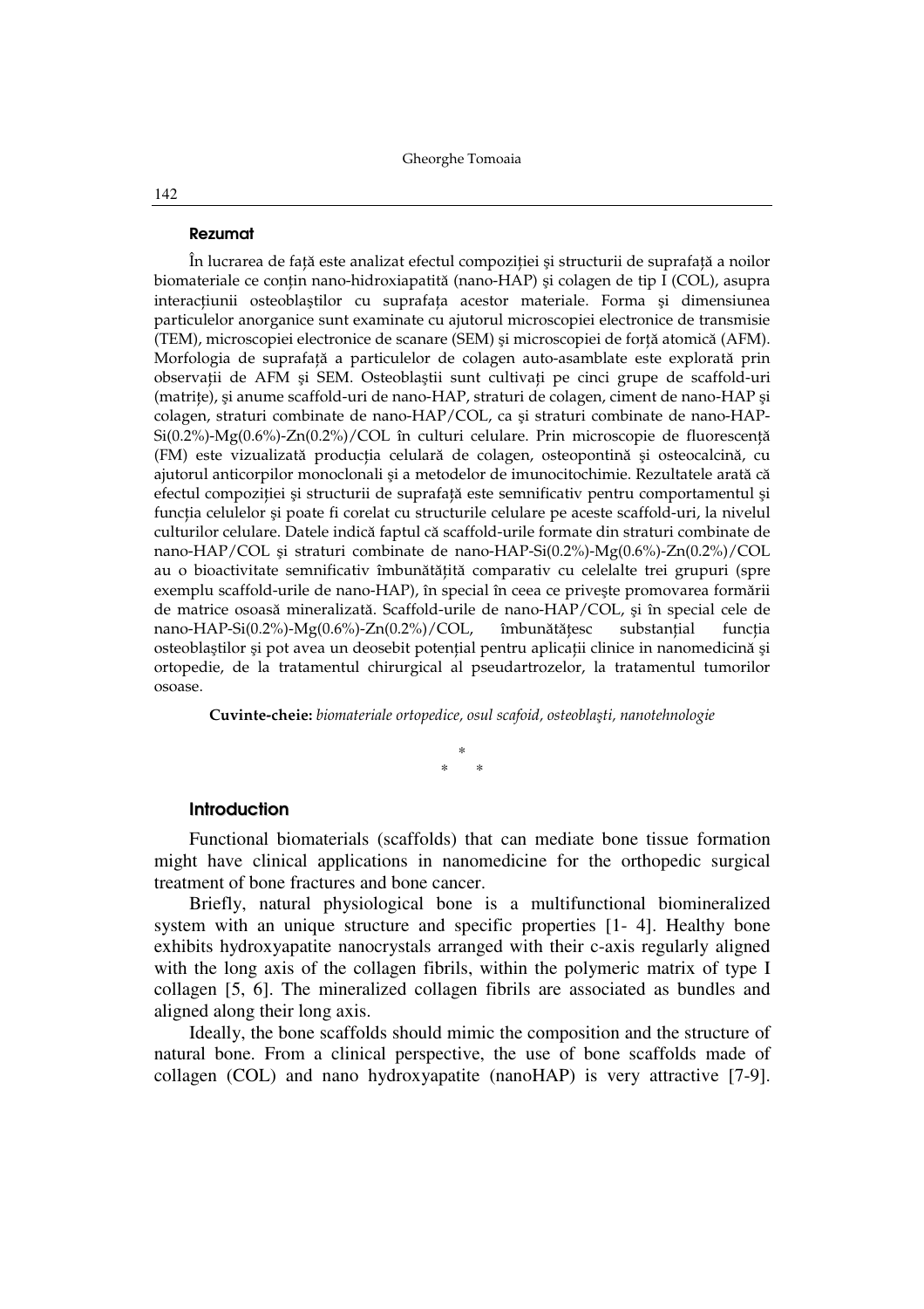### Rezumat

În lucrarea de față este analizat efectul compoziției și structurii de suprafață a noilor biomateriale ce conțin nano-hidroxiapatită (nano-HAP) și colagen de tip I (COL), asupra interacțiunii osteoblaștilor cu suprafața acestor materiale. Forma și dimensiunea particulelor anorganice sunt examinate cu ajutorul microscopiei electronice de transmisie (TEM), microscopiei electronice de scanare (SEM) și microscopiei de forță atomică (AFM). Morfologia de suprafață a particulelor de colagen auto-asamblate este explorată prin observații de AFM și SEM. Osteoblaștii sunt cultivați pe cinci grupe de scaffold-uri (matrițe), și anume scaffold-uri de nano-HAP, straturi de colagen, ciment de nano-HAP și colagen, straturi combinate de nano-HAP/COL, ca și straturi combinate de nano-HAP-Si(0.2%)-Mg(0.6%)-Zn(0.2%)/COL în culturi celulare. Prin microscopie de fluorescență (FM) este vizualizată producția celulară de colagen, osteopontină și osteocalcină, cu ajutorul anticorpilor monoclonali și a metodelor de imunocitochimie. Rezultatele arată că efectul compoziției și structurii de suprafață este semnificativ pentru comportamentul și funcția celulelor și poate fi corelat cu structurile celulare pe aceste scaffold-uri, la nivelul culturilor celulare. Datele indică faptul că scaffold-urile formate din straturi combinate de nano-HAP/COL și straturi combinate de nano-HAP-Si(0.2%)-Mg(0.6%)-Zn(0.2%)/COL au o bioactivitate semnificativ îmbunătățită comparativ cu celelalte trei grupuri (spre exemplu scaffold-urile de nano-HAP), în special în ceea ce privește promovarea formării de matrice osoasă mineralizată. Scaffold-urile de nano-HAP/COL, și în special cele de nano-HAP-Si(0.2%)-Mg(0.6%)-Zn(0.2%)/COL, îmbunătățesc substanțial funcția osteoblaștilor și pot avea un deosebit potențial pentru aplicații clinice in nanomedicină și ortopedie, de la tratamentul chirurgical al pseudartrozelor, la tratamentul tumorilor osoase.

**Cuvinte-cheie:** *biomateriale ortopedice, osul scafoid, osteoblaști, nanotehnologie*

\*
\* \*

### Introduction

Functional biomaterials (scaffolds) that can mediate bone tissue formation might have clinical applications in nanomedicine for the orthopedic surgical treatment of bone fractures and bone cancer.

Briefly, natural physiological bone is a multifunctional biomineralized system with an unique structure and specific properties [1- 4]. Healthy bone exhibits hydroxyapatite nanocrystals arranged with their c-axis regularly aligned with the long axis of the collagen fibrils, within the polymeric matrix of type I collagen [5, 6]. The mineralized collagen fibrils are associated as bundles and aligned along their long axis.

Ideally, the bone scaffolds should mimic the composition and the structure of natural bone. From a clinical perspective, the use of bone scaffolds made of collagen (COL) and nano hydroxyapatite (nanoHAP) is very attractive [7-9].